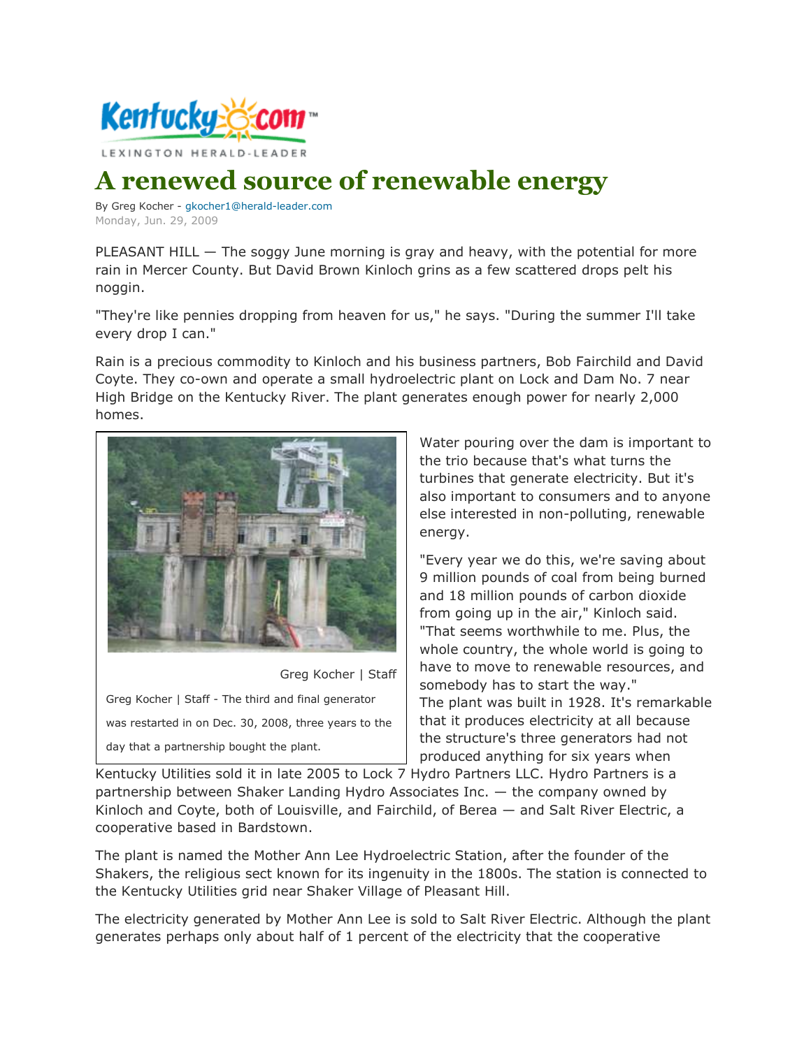Kentucky.com

LEXINGTON HERALD-LEADER

# A renewed source of renewable energy

By Greg Kocher - gkocher1@herald-leader.com

Monday, Jun. 29, 2009

PLEASANT HILL — The soggy June morning is gray and heavy, with the potential for more rain in Mercer County. But David Brown Kinloch grins as a few scattered drops pelt his noggin.

"They're like pennies dropping from heaven for us," he says. "During the summer I'll take every drop I can."

Rain is a precious commodity to Kinloch and his business partners, Bob Fairchild and David Coyte. They co-own and operate a small hydroelectric plant on Lock and Dam No. 7 near High Bridge on the Kentucky River. The plant generates enough power for nearly 2,000 homes.

Greg Kocher | Staff

Greg Kocher | Staff - The third and final generator was restarted in on Dec. 30, 2008, three years to the day that a partnership bought the plant.

Water pouring over the dam is important to the trio because that's what turns the turbines that generate electricity. But it's also important to consumers and to anyone else interested in non-polluting, renewable energy.

"Every year we do this, we're saving about 9 million pounds of coal from being burned and 18 million pounds of carbon dioxide from going up in the air," Kinloch said. "That seems worthwhile to me. Plus, the whole country, the whole world is going to have to move to renewable resources, and somebody has to start the way."

The plant was built in 1928. It's remarkable that it produces electricity at all because the structure's three generators had not produced anything for six years when Kentucky Utilities sold it in late 2005 to Lock 7 Hydro Partners LLC. Hydro Partners is a partnership between Shaker Landing Hydro Associates Inc. — the company owned by Kinloch and Coyte, both of Louisville, and Fairchild, of Berea — and Salt River Electric, a cooperative based in Bardstown.

The plant is named the Mother Ann Lee Hydroelectric Station, after the founder of the Shakers, the religious sect known for its ingenuity in the 1800s. The station is connected to the Kentucky Utilities grid near Shaker Village of Pleasant Hill.

The electricity generated by Mother Ann Lee is sold to Salt River Electric. Although the plant generates perhaps only about half of 1 percent of the electricity that the cooperative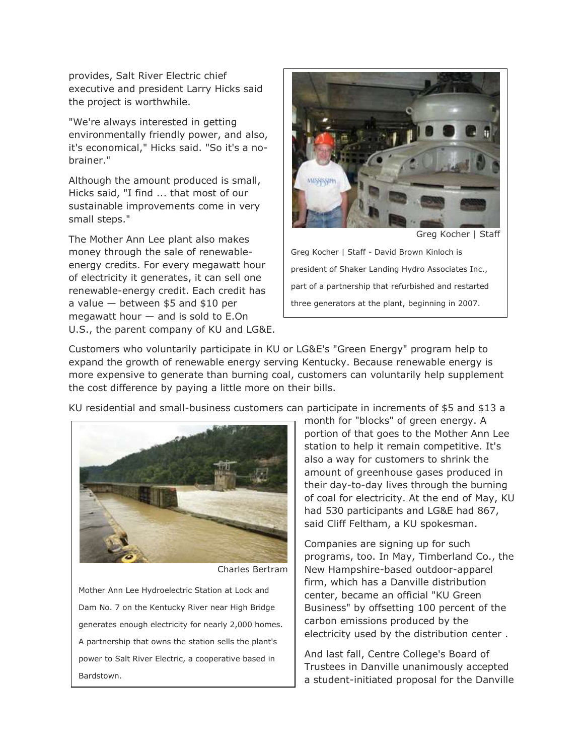provides, Salt River Electric chief executive and president Larry Hicks said the project is worthwhile.

"We're always interested in getting environmentally friendly power, and also, it's economical," Hicks said. "So it's a no-brainer."

Although the amount produced is small, Hicks said, "I find ... that most of our sustainable improvements come in very small steps."

The Mother Ann Lee plant also makes money through the sale of renewable-energy credits. For every megawatt hour of electricity it generates, it can sell one renewable-energy credit. Each credit has a value — between $5 and $10 per megawatt hour — and is sold to E.On U.S., the parent company of KU and LG&E.

Greg Kocher | Staff

Greg Kocher | Staff - David Brown Kinloch is president of Shaker Landing Hydro Associates Inc., part of a partnership that refurbished and restarted three generators at the plant, beginning in 2007.

Customers who voluntarily participate in KU or LG&E's "Green Energy" program help to expand the growth of renewable energy serving Kentucky. Because renewable energy is more expensive to generate than burning coal, customers can voluntarily help supplement the cost difference by paying a little more on their bills.

KU residential and small-business customers can participate in increments of $5 and $13 a month for "blocks" of green energy. A portion of that goes to the Mother Ann Lee station to help it remain competitive. It's also a way for customers to shrink the amount of greenhouse gases produced in their day-to-day lives through the burning of coal for electricity. At the end of May, KU had 530 participants and LG&E had 867, said Cliff Feltham, a KU spokesman.

Charles Bertram

Mother Ann Lee Hydroelectric Station at Lock and Dam No. 7 on the Kentucky River near High Bridge generates enough electricity for nearly 2,000 homes. A partnership that owns the station sells the plant's power to Salt River Electric, a cooperative based in Bardstown.

Companies are signing up for such programs, too. In May, Timberland Co., the New Hampshire-based outdoor-apparel firm, which has a Danville distribution center, became an official "KU Green Business" by offsetting 100 percent of the carbon emissions produced by the electricity used by the distribution center .

And last fall, Centre College's Board of Trustees in Danville unanimously accepted a student-initiated proposal for the Danville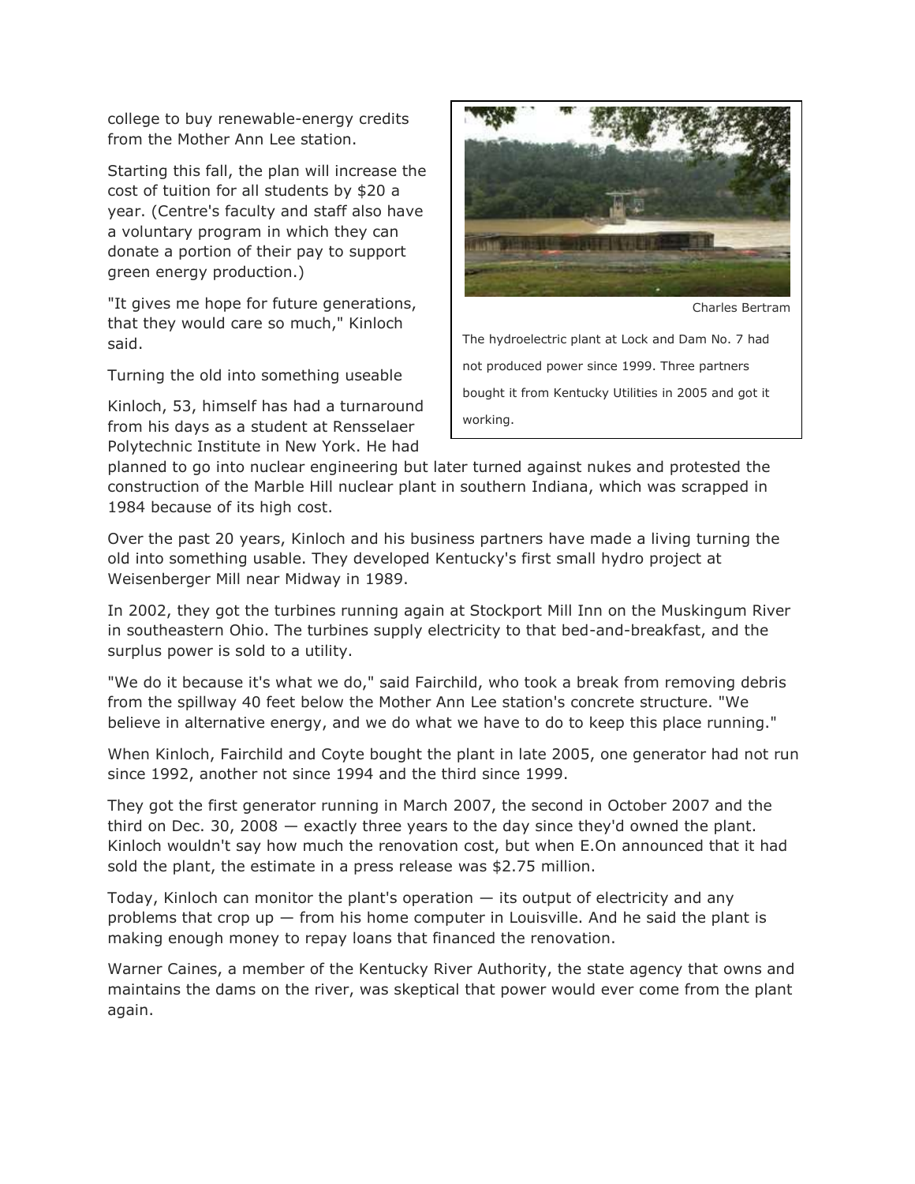college to buy renewable-energy credits from the Mother Ann Lee station.

Starting this fall, the plan will increase the cost of tuition for all students by $20 a year. (Centre's faculty and staff also have a voluntary program in which they can donate a portion of their pay to support green energy production.)

"It gives me hope for future generations, that they would care so much," Kinloch said.

Charles Bertram

The hydroelectric plant at Lock and Dam No. 7 had not produced power since 1999. Three partners bought it from Kentucky Utilities in 2005 and got it working.

Turning the old into something useable

Kinloch, 53, himself has had a turnaround from his days as a student at Rensselaer Polytechnic Institute in New York. He had planned to go into nuclear engineering but later turned against nukes and protested the construction of the Marble Hill nuclear plant in southern Indiana, which was scrapped in 1984 because of its high cost.

Over the past 20 years, Kinloch and his business partners have made a living turning the old into something usable. They developed Kentucky's first small hydro project at Weisenberger Mill near Midway in 1989.

In 2002, they got the turbines running again at Stockport Mill Inn on the Muskingum River in southeastern Ohio. The turbines supply electricity to that bed-and-breakfast, and the surplus power is sold to a utility.

"We do it because it's what we do," said Fairchild, who took a break from removing debris from the spillway 40 feet below the Mother Ann Lee station's concrete structure. "We believe in alternative energy, and we do what we have to do to keep this place running."

When Kinloch, Fairchild and Coyte bought the plant in late 2005, one generator had not run since 1992, another not since 1994 and the third since 1999.

They got the first generator running in March 2007, the second in October 2007 and the third on Dec. 30, 2008 — exactly three years to the day since they'd owned the plant. Kinloch wouldn't say how much the renovation cost, but when E.On announced that it had sold the plant, the estimate in a press release was $2.75 million.

Today, Kinloch can monitor the plant's operation — its output of electricity and any problems that crop up — from his home computer in Louisville. And he said the plant is making enough money to repay loans that financed the renovation.

Warner Caines, a member of the Kentucky River Authority, the state agency that owns and maintains the dams on the river, was skeptical that power would ever come from the plant again.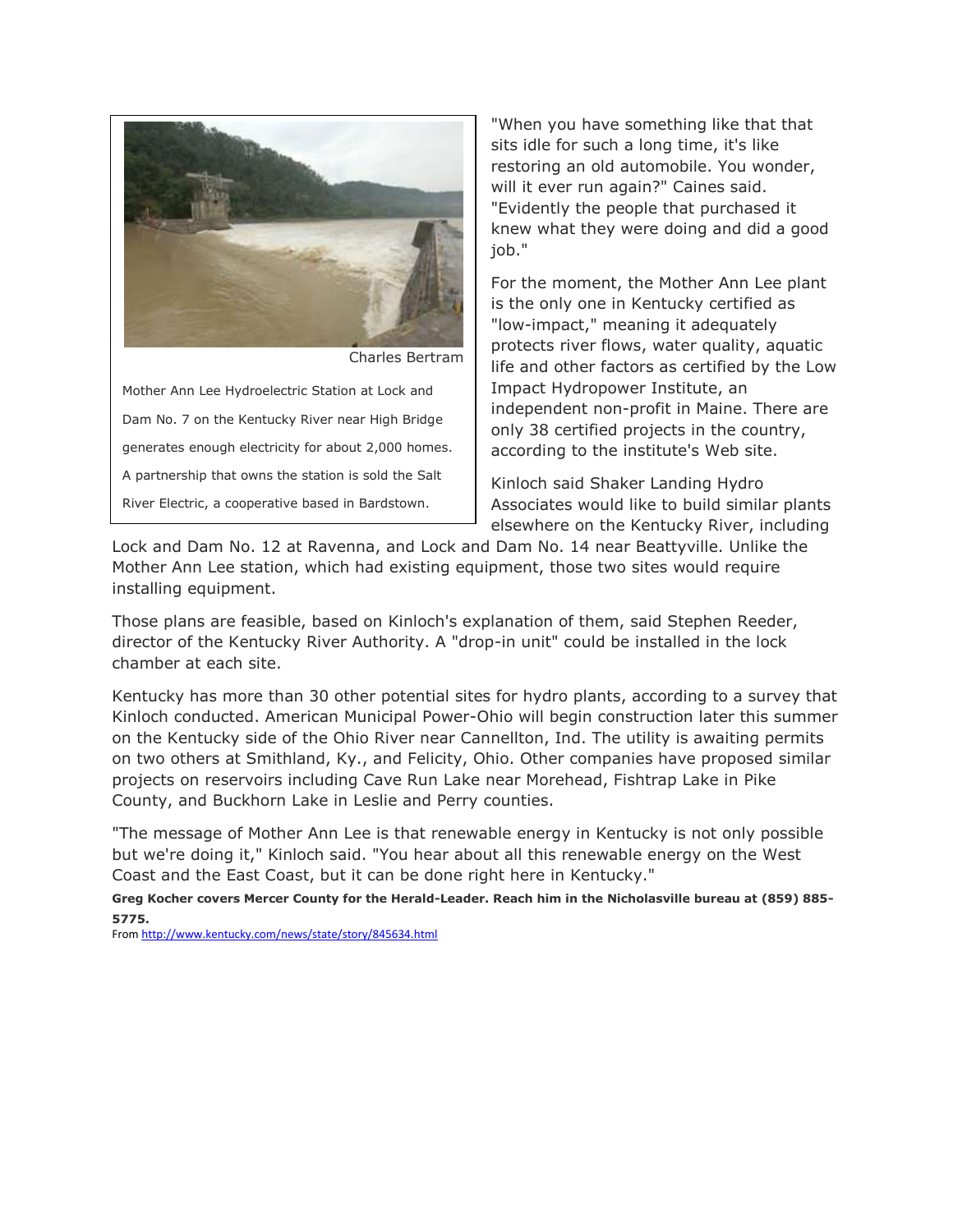Charles Bertram

Mother Ann Lee Hydroelectric Station at Lock and Dam No. 7 on the Kentucky River near High Bridge generates enough electricity for about 2,000 homes. A partnership that owns the station is sold the Salt River Electric, a cooperative based in Bardstown.

"When you have something like that that sits idle for such a long time, it's like restoring an old automobile. You wonder, will it ever run again?" Caines said. "Evidently the people that purchased it knew what they were doing and did a good job."

For the moment, the Mother Ann Lee plant is the only one in Kentucky certified as "low-impact," meaning it adequately protects river flows, water quality, aquatic life and other factors as certified by the Low Impact Hydropower Institute, an independent non-profit in Maine. There are only 38 certified projects in the country, according to the institute's Web site.

Kinloch said Shaker Landing Hydro Associates would like to build similar plants elsewhere on the Kentucky River, including Lock and Dam No. 12 at Ravenna, and Lock and Dam No. 14 near Beattyville. Unlike the Mother Ann Lee station, which had existing equipment, those two sites would require installing equipment.

Those plans are feasible, based on Kinloch's explanation of them, said Stephen Reeder, director of the Kentucky River Authority. A "drop-in unit" could be installed in the lock chamber at each site.

Kentucky has more than 30 other potential sites for hydro plants, according to a survey that Kinloch conducted. American Municipal Power-Ohio will begin construction later this summer on the Kentucky side of the Ohio River near Cannellton, Ind. The utility is awaiting permits on two others at Smithland, Ky., and Felicity, Ohio. Other companies have proposed similar projects on reservoirs including Cave Run Lake near Morehead, Fishtrap Lake in Pike County, and Buckhorn Lake in Leslie and Perry counties.

"The message of Mother Ann Lee is that renewable energy in Kentucky is not only possible but we're doing it," Kinloch said. "You hear about all this renewable energy on the West Coast and the East Coast, but it can be done right here in Kentucky."

**Greg Kocher covers Mercer County for the Herald-Leader. Reach him in the Nicholasville bureau at (859) 885-5775.**

From http://www.kentucky.com/news/state/story/845634.html